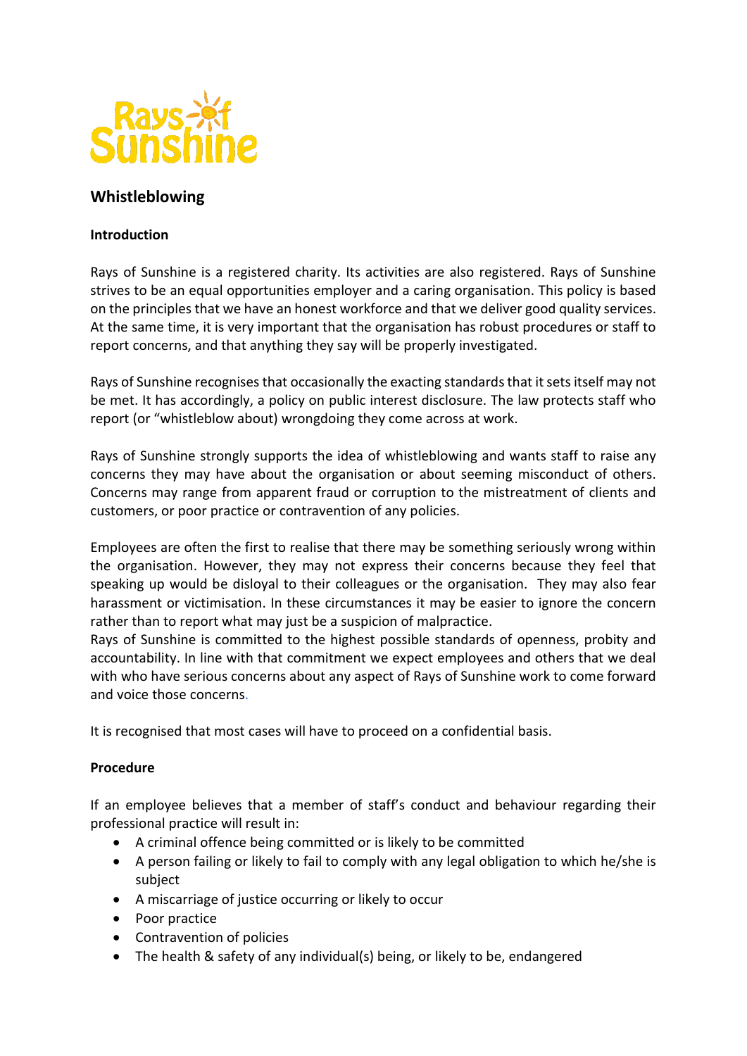Rays of Sunshine

## Whistleblowing

### Introduction

Rays of Sunshine is a registered charity. Its activities are also registered. Rays of Sunshine strives to be an equal opportunities employer and a caring organisation. This policy is based on the principles that we have an honest workforce and that we deliver good quality services. At the same time, it is very important that the organisation has robust procedures or staff to report concerns, and that anything they say will be properly investigated.

Rays of Sunshine recognises that occasionally the exacting standards that it sets itself may not be met. It has accordingly, a policy on public interest disclosure. The law protects staff who report (or "whistleblow about) wrongdoing they come across at work.

Rays of Sunshine strongly supports the idea of whistleblowing and wants staff to raise any concerns they may have about the organisation or about seeming misconduct of others. Concerns may range from apparent fraud or corruption to the mistreatment of clients and customers, or poor practice or contravention of any policies.

Employees are often the first to realise that there may be something seriously wrong within the organisation. However, they may not express their concerns because they feel that speaking up would be disloyal to their colleagues or the organisation. They may also fear harassment or victimisation. In these circumstances it may be easier to ignore the concern rather than to report what may just be a suspicion of malpractice.
Rays of Sunshine is committed to the highest possible standards of openness, probity and accountability. In line with that commitment we expect employees and others that we deal with who have serious concerns about any aspect of Rays of Sunshine work to come forward and voice those concerns.

It is recognised that most cases will have to proceed on a confidential basis.

### Procedure

If an employee believes that a member of staff's conduct and behaviour regarding their professional practice will result in:

- A criminal offence being committed or is likely to be committed
- A person failing or likely to fail to comply with any legal obligation to which he/she is subject
- A miscarriage of justice occurring or likely to occur
- Poor practice
- Contravention of policies
- The health & safety of any individual(s) being, or likely to be, endangered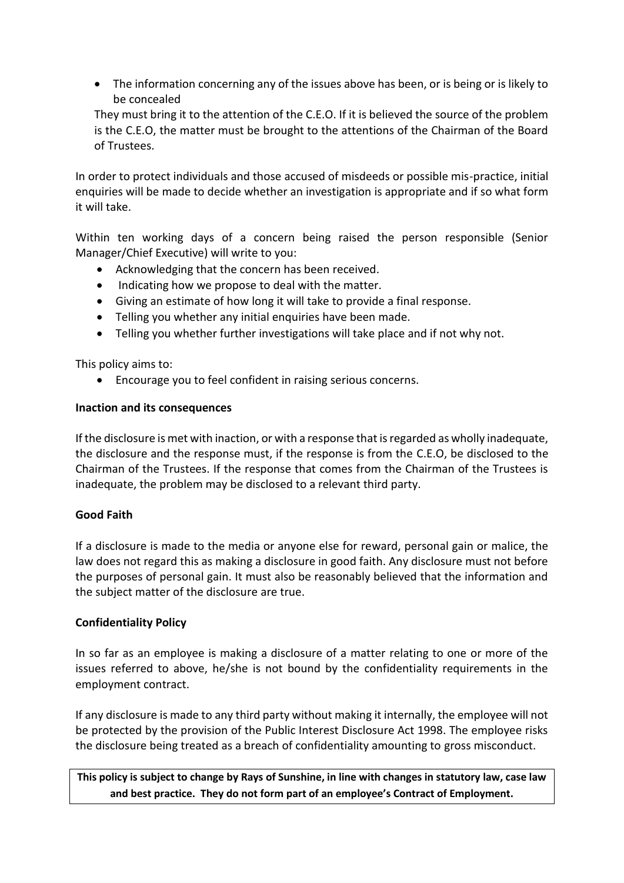- The information concerning any of the issues above has been, or is being or is likely to be concealed

They must bring it to the attention of the C.E.O. If it is believed the source of the problem is the C.E.O, the matter must be brought to the attentions of the Chairman of the Board of Trustees.

In order to protect individuals and those accused of misdeeds or possible mis-practice, initial enquiries will be made to decide whether an investigation is appropriate and if so what form it will take.

Within ten working days of a concern being raised the person responsible (Senior Manager/Chief Executive) will write to you:

- Acknowledging that the concern has been received.
- Indicating how we propose to deal with the matter.
- Giving an estimate of how long it will take to provide a final response.
- Telling you whether any initial enquiries have been made.
- Telling you whether further investigations will take place and if not why not.

This policy aims to:

- Encourage you to feel confident in raising serious concerns.

**Inaction and its consequences**

If the disclosure is met with inaction, or with a response that is regarded as wholly inadequate, the disclosure and the response must, if the response is from the C.E.O, be disclosed to the Chairman of the Trustees. If the response that comes from the Chairman of the Trustees is inadequate, the problem may be disclosed to a relevant third party.

**Good Faith**

If a disclosure is made to the media or anyone else for reward, personal gain or malice, the law does not regard this as making a disclosure in good faith. Any disclosure must not before the purposes of personal gain. It must also be reasonably believed that the information and the subject matter of the disclosure are true.

**Confidentiality Policy**

In so far as an employee is making a disclosure of a matter relating to one or more of the issues referred to above, he/she is not bound by the confidentiality requirements in the employment contract.

If any disclosure is made to any third party without making it internally, the employee will not be protected by the provision of the Public Interest Disclosure Act 1998. The employee risks the disclosure being treated as a breach of confidentiality amounting to gross misconduct.

**This policy is subject to change by Rays of Sunshine, in line with changes in statutory law, case law and best practice. They do not form part of an employee's Contract of Employment.**